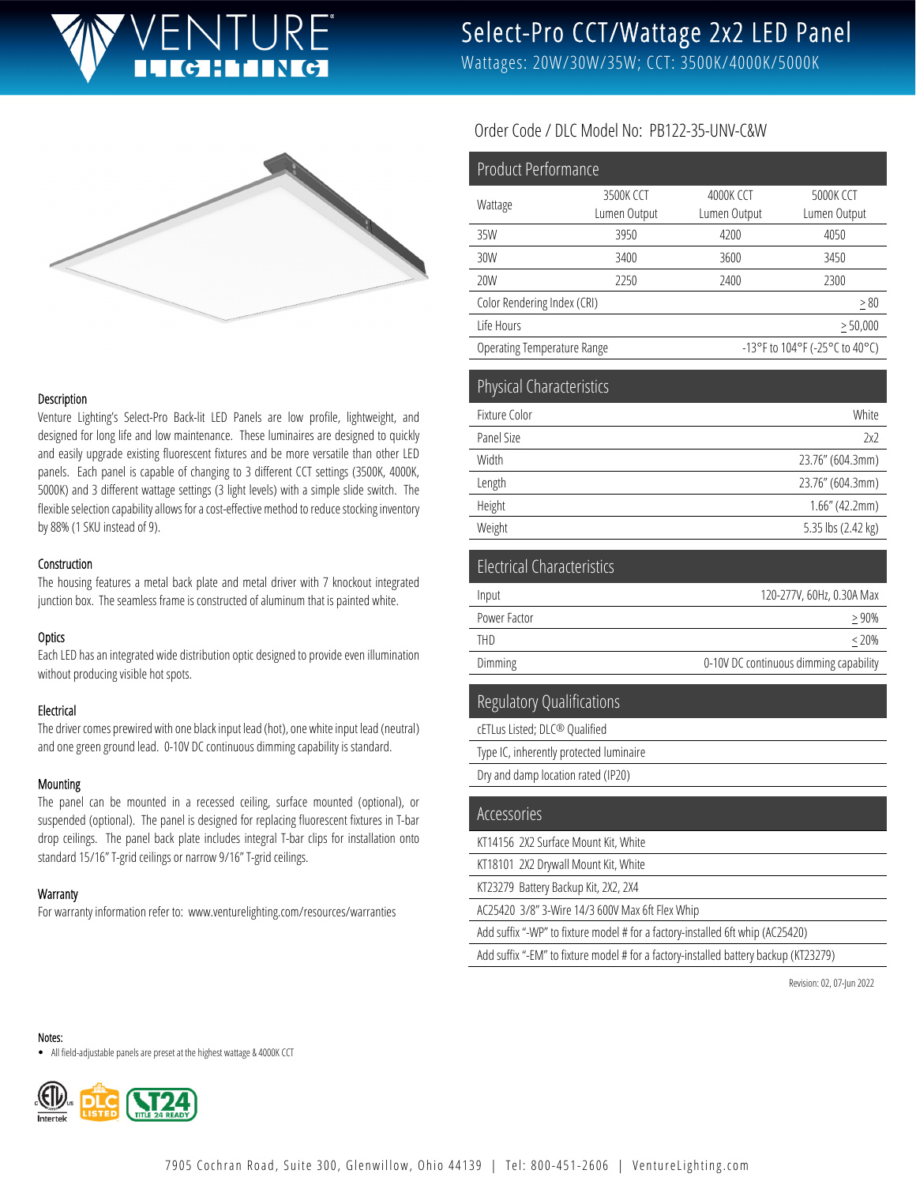# Select-Pro CCT/Wattage 2x2 LED Panel

Wattages: 20W/30W/35W; CCT: 3500K/4000K/5000K

Order Code / DLC Model No: PB122-35-UNV-C&W

## Product Performance

| Wattage | 3500K CCT Lumen Output | 4000K CCT Lumen Output | 5000K CCT Lumen Output |
|---|---|---|---|
| 35W | 3950 | 4200 | 4050 |
| 30W | 3400 | 3600 | 3450 |
| 20W | 2250 | 2400 | 2300 |
| Color Rendering Index (CRI) | | | ≥ 80 |
| Life Hours | | | ≥ 50,000 |
| Operating Temperature Range | | | -13°F to 104°F (-25°C to 40°C) |

## Physical Characteristics

| | |
|---|---|
| Fixture Color | White |
| Panel Size | 2x2 |
| Width | 23.76" (604.3mm) |
| Length | 23.76" (604.3mm) |
| Height | 1.66" (42.2mm) |
| Weight | 5.35 lbs (2.42 kg) |

## Electrical Characteristics

| | |
|---|---|
| Input | 120-277V, 60Hz, 0.30A Max |
| Power Factor | ≥ 90% |
| THD | ≤ 20% |
| Dimming | 0-10V DC continuous dimming capability |

## Regulatory Qualifications

- cETLus Listed; DLC® Qualified
- Type IC, inherently protected luminaire
- Dry and damp location rated (IP20)

## Accessories

- KT14156 2X2 Surface Mount Kit, White
- KT18101 2X2 Drywall Mount Kit, White
- KT23279 Battery Backup Kit, 2X2, 2X4
- AC25420 3/8" 3-Wire 14/3 600V Max 6ft Flex Whip
- Add suffix "-WP" to fixture model # for a factory-installed 6ft whip (AC25420)
- Add suffix "-EM" to fixture model # for a factory-installed battery backup (KT23279)

Revision: 02, 07-Jun 2022

### Description

Venture Lighting's Select-Pro Back-lit LED Panels are low profile, lightweight, and designed for long life and low maintenance. These luminaires are designed to quickly and easily upgrade existing fluorescent fixtures and be more versatile than other LED panels. Each panel is capable of changing to 3 different CCT settings (3500K, 4000K, 5000K) and 3 different wattage settings (3 light levels) with a simple slide switch. The flexible selection capability allows for a cost-effective method to reduce stocking inventory by 88% (1 SKU instead of 9).

### Construction

The housing features a metal back plate and metal driver with 7 knockout integrated junction box. The seamless frame is constructed of aluminum that is painted white.

### Optics

Each LED has an integrated wide distribution optic designed to provide even illumination without producing visible hot spots.

### Electrical

The driver comes prewired with one black input lead (hot), one white input lead (neutral) and one green ground lead. 0-10V DC continuous dimming capability is standard.

### Mounting

The panel can be mounted in a recessed ceiling, surface mounted (optional), or suspended (optional). The panel is designed for replacing fluorescent fixtures in T-bar drop ceilings. The panel back plate includes integral T-bar clips for installation onto standard 15/16" T-grid ceilings or narrow 9/16" T-grid ceilings.

### Warranty

For warranty information refer to: www.venturelighting.com/resources/warranties

Notes:

- All field-adjustable panels are preset at the highest wattage & 4000K CCT

7905 Cochran Road, Suite 300, Glenwillow, Ohio 44139 | Tel: 800-451-2606 | VentureLighting.com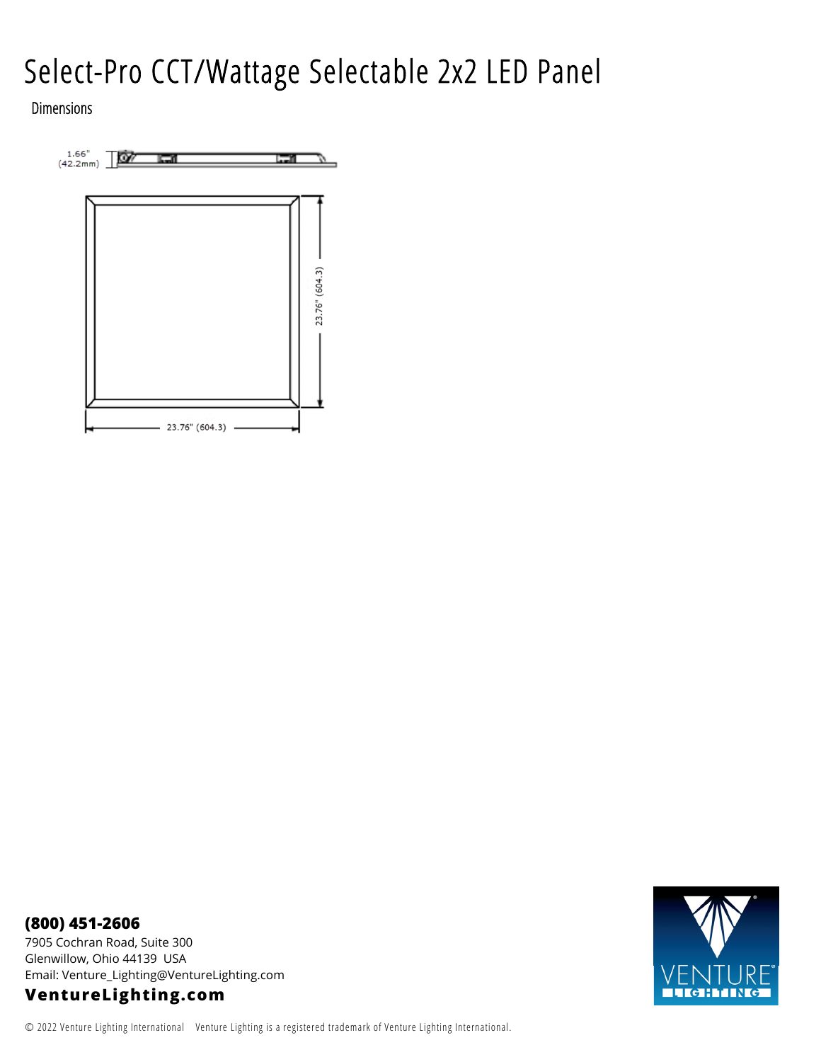# Select-Pro CCT/Wattage Selectable 2x2 LED Panel

Dimensions

1.66"
(42.2mm)

23.76" (604.3)

23.76" (604.3)

**(800) 451-2606**
7905 Cochran Road, Suite 300
Glenwillow, Ohio 44139 USA
Email: Venture_Lighting@VentureLighting.com
**VentureLighting.com**

© 2022 Venture Lighting International Venture Lighting is a registered trademark of Venture Lighting International.